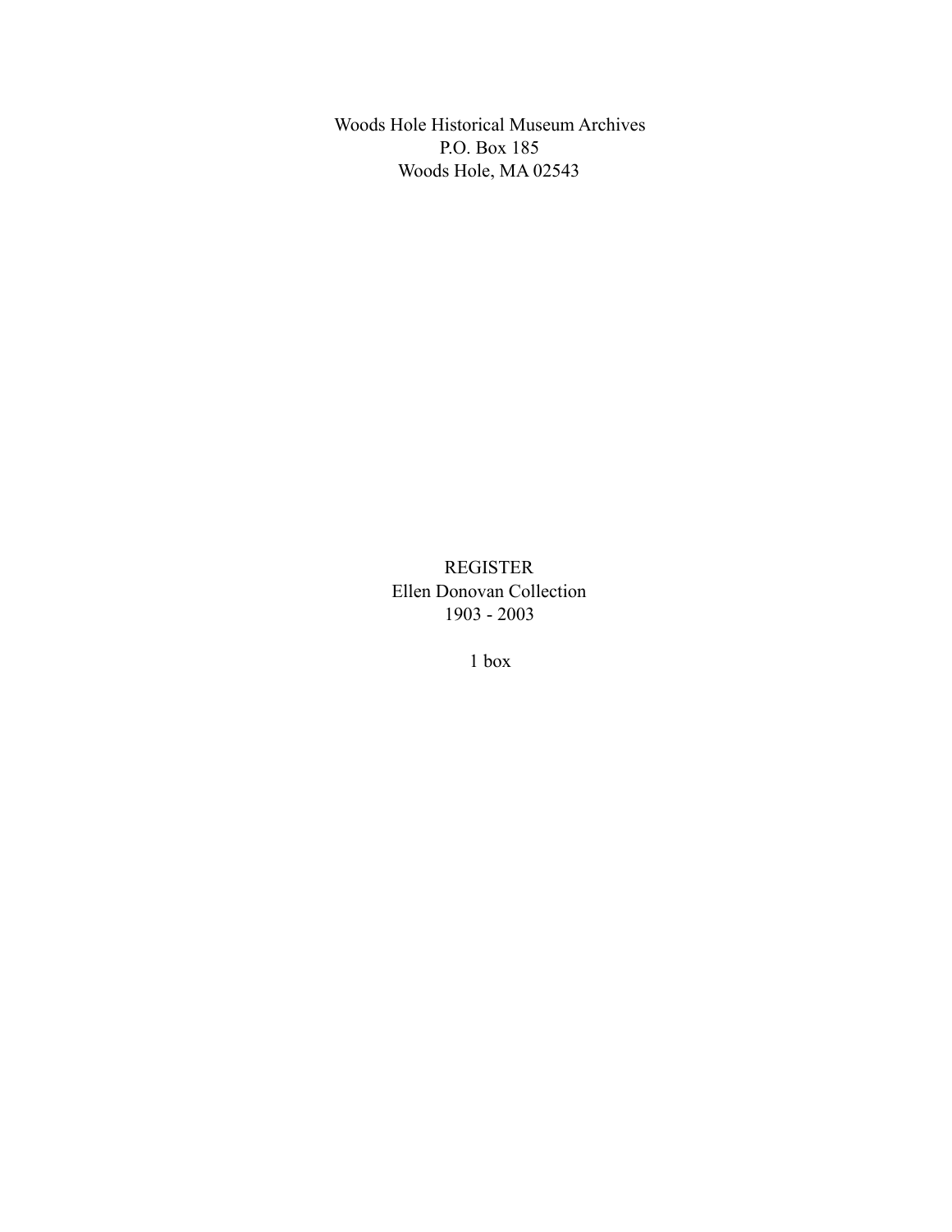Woods Hole Historical Museum Archives
P.O. Box 185
Woods Hole, MA 02543

# REGISTER
## Ellen Donovan Collection
## 1903 - 2003

1 box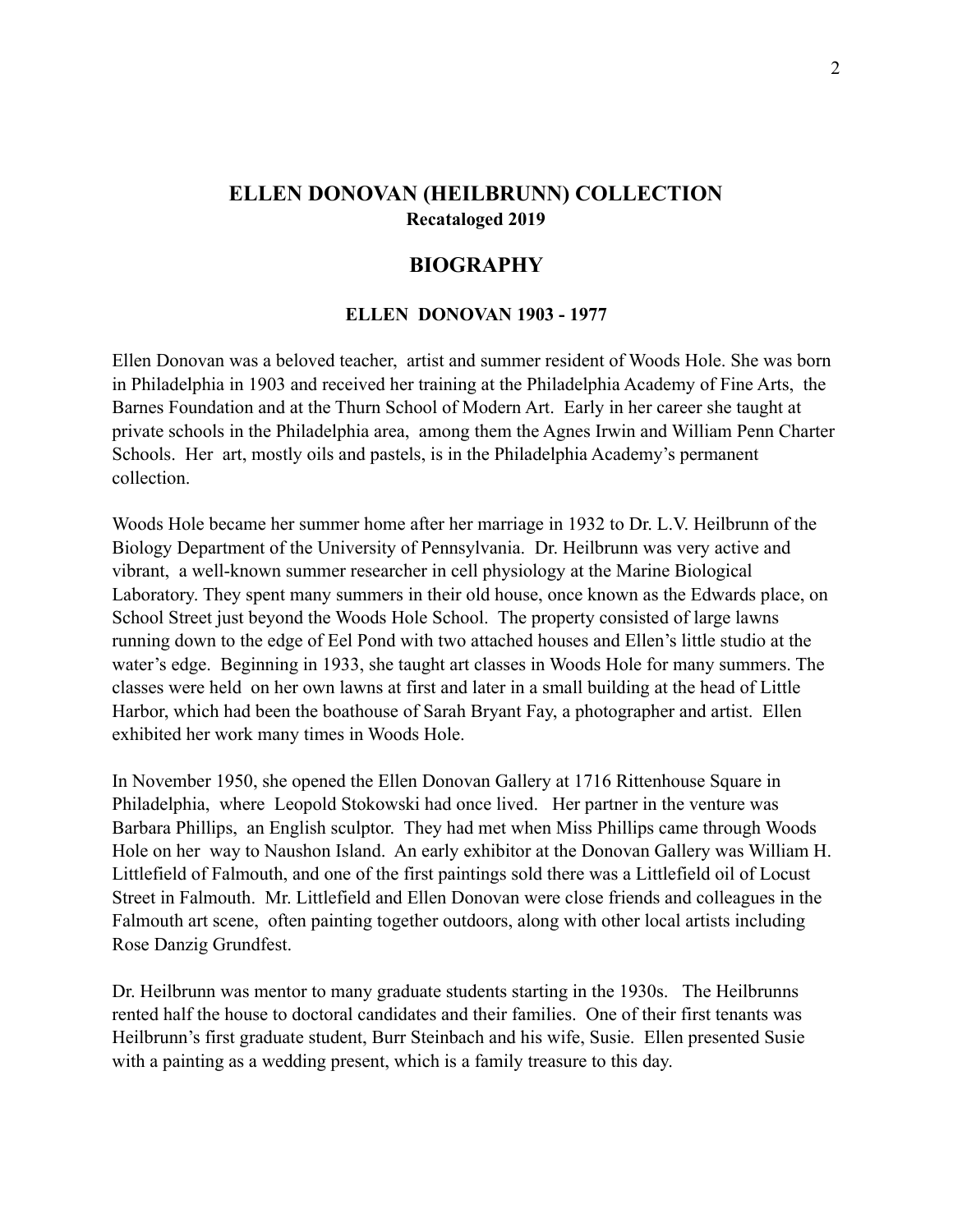## ELLEN DONOVAN (HEILBRUNN) COLLECTION

**Recataloged 2019**

## BIOGRAPHY

### ELLEN DONOVAN 1903 - 1977

Ellen Donovan was a beloved teacher, artist and summer resident of Woods Hole. She was born in Philadelphia in 1903 and received her training at the Philadelphia Academy of Fine Arts, the Barnes Foundation and at the Thurn School of Modern Art. Early in her career she taught at private schools in the Philadelphia area, among them the Agnes Irwin and William Penn Charter Schools. Her art, mostly oils and pastels, is in the Philadelphia Academy's permanent collection.

Woods Hole became her summer home after her marriage in 1932 to Dr. L.V. Heilbrunn of the Biology Department of the University of Pennsylvania. Dr. Heilbrunn was very active and vibrant, a well-known summer researcher in cell physiology at the Marine Biological Laboratory. They spent many summers in their old house, once known as the Edwards place, on School Street just beyond the Woods Hole School. The property consisted of large lawns running down to the edge of Eel Pond with two attached houses and Ellen's little studio at the water's edge. Beginning in 1933, she taught art classes in Woods Hole for many summers. The classes were held on her own lawns at first and later in a small building at the head of Little Harbor, which had been the boathouse of Sarah Bryant Fay, a photographer and artist. Ellen exhibited her work many times in Woods Hole.

In November 1950, she opened the Ellen Donovan Gallery at 1716 Rittenhouse Square in Philadelphia, where Leopold Stokowski had once lived. Her partner in the venture was Barbara Phillips, an English sculptor. They had met when Miss Phillips came through Woods Hole on her way to Naushon Island. An early exhibitor at the Donovan Gallery was William H. Littlefield of Falmouth, and one of the first paintings sold there was a Littlefield oil of Locust Street in Falmouth. Mr. Littlefield and Ellen Donovan were close friends and colleagues in the Falmouth art scene, often painting together outdoors, along with other local artists including Rose Danzig Grundfest.

Dr. Heilbrunn was mentor to many graduate students starting in the 1930s. The Heilbrunns rented half the house to doctoral candidates and their families. One of their first tenants was Heilbrunn's first graduate student, Burr Steinbach and his wife, Susie. Ellen presented Susie with a painting as a wedding present, which is a family treasure to this day.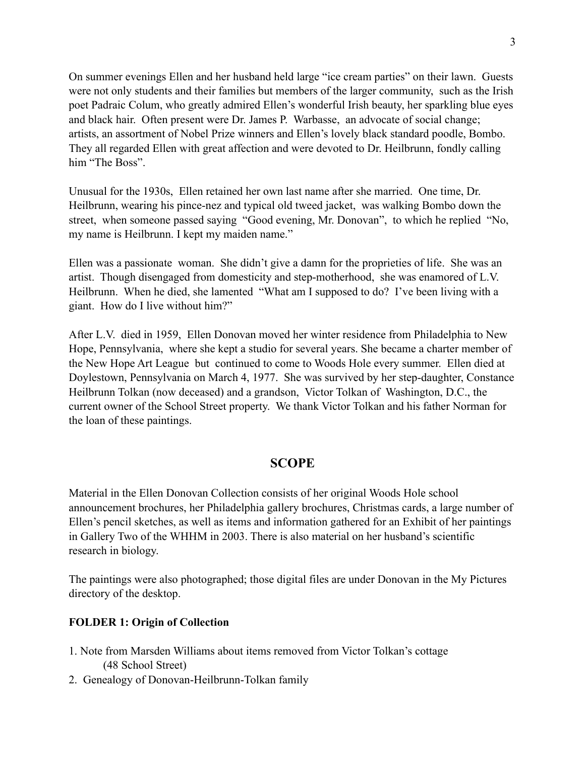On summer evenings Ellen and her husband held large "ice cream parties" on their lawn. Guests were not only students and their families but members of the larger community, such as the Irish poet Padraic Colum, who greatly admired Ellen's wonderful Irish beauty, her sparkling blue eyes and black hair. Often present were Dr. James P. Warbasse, an advocate of social change; artists, an assortment of Nobel Prize winners and Ellen's lovely black standard poodle, Bombo. They all regarded Ellen with great affection and were devoted to Dr. Heilbrunn, fondly calling him "The Boss".

Unusual for the 1930s, Ellen retained her own last name after she married. One time, Dr. Heilbrunn, wearing his pince-nez and typical old tweed jacket, was walking Bombo down the street, when someone passed saying "Good evening, Mr. Donovan", to which he replied "No, my name is Heilbrunn. I kept my maiden name."

Ellen was a passionate woman. She didn't give a damn for the proprieties of life. She was an artist. Though disengaged from domesticity and step-motherhood, she was enamored of L.V. Heilbrunn. When he died, she lamented "What am I supposed to do? I've been living with a giant. How do I live without him?"

After L.V. died in 1959, Ellen Donovan moved her winter residence from Philadelphia to New Hope, Pennsylvania, where she kept a studio for several years. She became a charter member of the New Hope Art League but continued to come to Woods Hole every summer. Ellen died at Doylestown, Pennsylvania on March 4, 1977. She was survived by her step-daughter, Constance Heilbrunn Tolkan (now deceased) and a grandson, Victor Tolkan of Washington, D.C., the current owner of the School Street property. We thank Victor Tolkan and his father Norman for the loan of these paintings.

## SCOPE

Material in the Ellen Donovan Collection consists of her original Woods Hole school announcement brochures, her Philadelphia gallery brochures, Christmas cards, a large number of Ellen's pencil sketches, as well as items and information gathered for an Exhibit of her paintings in Gallery Two of the WHHM in 2003. There is also material on her husband's scientific research in biology.

The paintings were also photographed; those digital files are under Donovan in the My Pictures directory of the desktop.

**FOLDER 1: Origin of Collection**

1. Note from Marsden Williams about items removed from Victor Tolkan's cottage (48 School Street)
2. Genealogy of Donovan-Heilbrunn-Tolkan family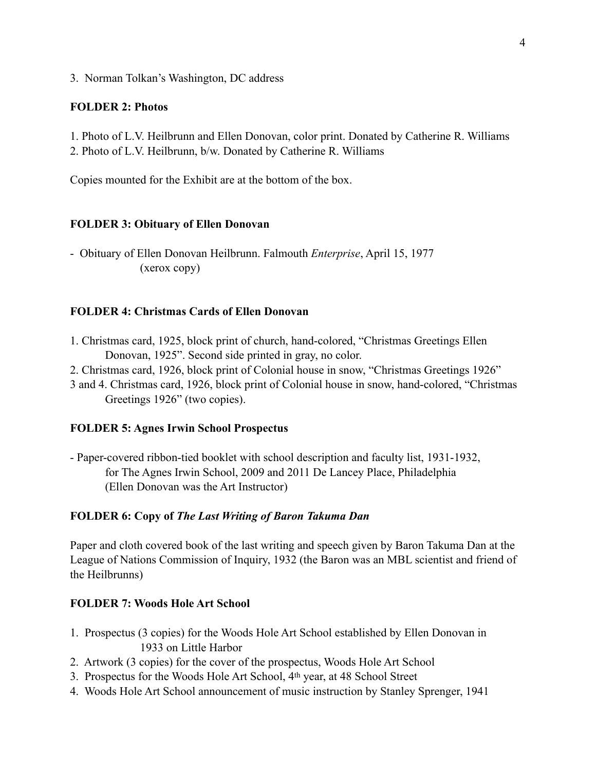3. Norman Tolkan's Washington, DC address

**FOLDER 2: Photos**

1. Photo of L.V. Heilbrunn and Ellen Donovan, color print. Donated by Catherine R. Williams
2. Photo of L.V. Heilbrunn, b/w. Donated by Catherine R. Williams

Copies mounted for the Exhibit are at the bottom of the box.

**FOLDER 3: Obituary of Ellen Donovan**

- Obituary of Ellen Donovan Heilbrunn. Falmouth *Enterprise*, April 15, 1977 (xerox copy)

**FOLDER 4: Christmas Cards of Ellen Donovan**

1. Christmas card, 1925, block print of church, hand-colored, "Christmas Greetings Ellen Donovan, 1925". Second side printed in gray, no color.
2. Christmas card, 1926, block print of Colonial house in snow, "Christmas Greetings 1926"

3 and 4. Christmas card, 1926, block print of Colonial house in snow, hand-colored, "Christmas Greetings 1926" (two copies).

**FOLDER 5: Agnes Irwin School Prospectus**

- Paper-covered ribbon-tied booklet with school description and faculty list, 1931-1932, for The Agnes Irwin School, 2009 and 2011 De Lancey Place, Philadelphia (Ellen Donovan was the Art Instructor)

**FOLDER 6: Copy of *The Last Writing of Baron Takuma Dan***

Paper and cloth covered book of the last writing and speech given by Baron Takuma Dan at the League of Nations Commission of Inquiry, 1932 (the Baron was an MBL scientist and friend of the Heilbrunns)

**FOLDER 7: Woods Hole Art School**

1. Prospectus (3 copies) for the Woods Hole Art School established by Ellen Donovan in 1933 on Little Harbor
2. Artwork (3 copies) for the cover of the prospectus, Woods Hole Art School
3. Prospectus for the Woods Hole Art School, 4th year, at 48 School Street
4. Woods Hole Art School announcement of music instruction by Stanley Sprenger, 1941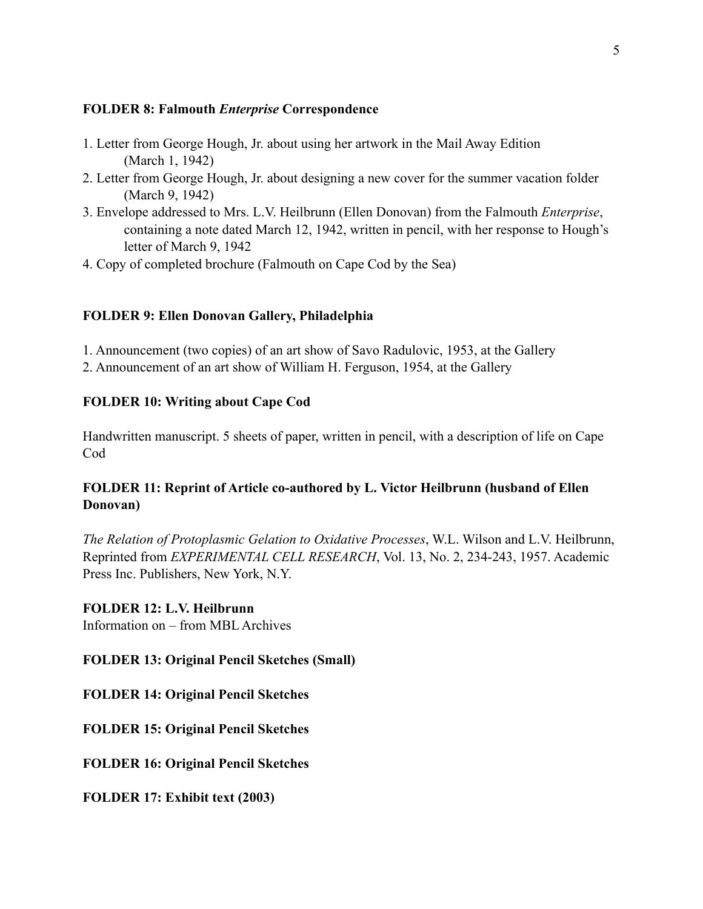**FOLDER 8: Falmouth *Enterprise* Correspondence**

1. Letter from George Hough, Jr. about using her artwork in the Mail Away Edition (March 1, 1942)
2. Letter from George Hough, Jr. about designing a new cover for the summer vacation folder (March 9, 1942)
3. Envelope addressed to Mrs. L.V. Heilbrunn (Ellen Donovan) from the Falmouth *Enterprise*, containing a note dated March 12, 1942, written in pencil, with her response to Hough's letter of March 9, 1942
4. Copy of completed brochure (Falmouth on Cape Cod by the Sea)

**FOLDER 9: Ellen Donovan Gallery, Philadelphia**

1. Announcement (two copies) of an art show of Savo Radulovic, 1953, at the Gallery
2. Announcement of an art show of William H. Ferguson, 1954, at the Gallery

**FOLDER 10: Writing about Cape Cod**

Handwritten manuscript. 5 sheets of paper, written in pencil, with a description of life on Cape Cod

**FOLDER 11: Reprint of Article co-authored by L. Victor Heilbrunn (husband of Ellen Donovan)**

*The Relation of Protoplasmic Gelation to Oxidative Processes*, W.L. Wilson and L.V. Heilbrunn, Reprinted from *EXPERIMENTAL CELL RESEARCH*, Vol. 13, No. 2, 234-243, 1957. Academic Press Inc. Publishers, New York, N.Y.

**FOLDER 12: L.V. Heilbrunn**
Information on – from MBL Archives

**FOLDER 13: Original Pencil Sketches (Small)**

**FOLDER 14: Original Pencil Sketches**

**FOLDER 15: Original Pencil Sketches**

**FOLDER 16: Original Pencil Sketches**

**FOLDER 17: Exhibit text (2003)**